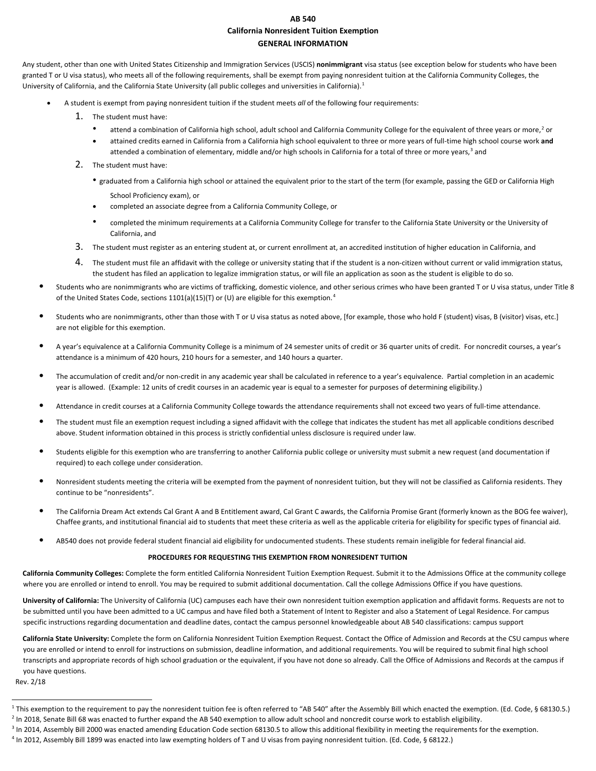# AB 540
## California Nonresident Tuition Exemption
## GENERAL INFORMATION

Any student, other than one with United States Citizenship and Immigration Services (USCIS) **nonimmigrant** visa status (see exception below for students who have been granted T or U visa status), who meets all of the following requirements, shall be exempt from paying nonresident tuition at the California Community Colleges, the University of California, and the California State University (all public colleges and universities in California).[1]

- A student is exempt from paying nonresident tuition if the student meets *all* of the following four requirements:
  1. The student must have:
     - attend a combination of California high school, adult school and California Community College for the equivalent of three years or more,[2] or
     - attained credits earned in California from a California high school equivalent to three or more years of full-time high school course work **and** attended a combination of elementary, middle and/or high schools in California for a total of three or more years,[3] and
  2. The student must have:
     - graduated from a California high school or attained the equivalent prior to the start of the term (for example, passing the GED or California High School Proficiency exam), or
     - completed an associate degree from a California Community College, or
     - completed the minimum requirements at a California Community College for transfer to the California State University or the University of California, and
  3. The student must register as an entering student at, or current enrollment at, an accredited institution of higher education in California, and
  4. The student must file an affidavit with the college or university stating that if the student is a non-citizen without current or valid immigration status, the student has filed an application to legalize immigration status, or will file an application as soon as the student is eligible to do so.
- Students who are nonimmigrants who are victims of trafficking, domestic violence, and other serious crimes who have been granted T or U visa status, under Title 8 of the United States Code, sections 1101(a)(15)(T) or (U) are eligible for this exemption.[4]
- Students who are nonimmigrants, other than those with T or U visa status as noted above, [for example, those who hold F (student) visas, B (visitor) visas, etc.] are not eligible for this exemption.
- A year's equivalence at a California Community College is a minimum of 24 semester units of credit or 36 quarter units of credit. For noncredit courses, a year's attendance is a minimum of 420 hours, 210 hours for a semester, and 140 hours a quarter.
- The accumulation of credit and/or non-credit in any academic year shall be calculated in reference to a year's equivalence. Partial completion in an academic year is allowed. (Example: 12 units of credit courses in an academic year is equal to a semester for purposes of determining eligibility.)
- Attendance in credit courses at a California Community College towards the attendance requirements shall not exceed two years of full-time attendance.
- The student must file an exemption request including a signed affidavit with the college that indicates the student has met all applicable conditions described above. Student information obtained in this process is strictly confidential unless disclosure is required under law.
- Students eligible for this exemption who are transferring to another California public college or university must submit a new request (and documentation if required) to each college under consideration.
- Nonresident students meeting the criteria will be exempted from the payment of nonresident tuition, but they will not be classified as California residents. They continue to be "nonresidents".
- The California Dream Act extends Cal Grant A and B Entitlement award, Cal Grant C awards, the California Promise Grant (formerly known as the BOG fee waiver), Chaffee grants, and institutional financial aid to students that meet these criteria as well as the applicable criteria for eligibility for specific types of financial aid.
- AB540 does not provide federal student financial aid eligibility for undocumented students. These students remain ineligible for federal financial aid.

### PROCEDURES FOR REQUESTING THIS EXEMPTION FROM NONRESIDENT TUITION

**California Community Colleges:** Complete the form entitled California Nonresident Tuition Exemption Request. Submit it to the Admissions Office at the community college where you are enrolled or intend to enroll. You may be required to submit additional documentation. Call the college Admissions Office if you have questions.

**University of California:** The University of California (UC) campuses each have their own nonresident tuition exemption application and affidavit forms. Requests are not to be submitted until you have been admitted to a UC campus and have filed both a Statement of Intent to Register and also a Statement of Legal Residence. For campus specific instructions regarding documentation and deadline dates, contact the campus personnel knowledgeable about AB 540 classifications: campus support

**California State University:** Complete the form on California Nonresident Tuition Exemption Request. Contact the Office of Admission and Records at the CSU campus where you are enrolled or intend to enroll for instructions on submission, deadline information, and additional requirements. You will be required to submit final high school transcripts and appropriate records of high school graduation or the equivalent, if you have not done so already. Call the Office of Admissions and Records at the campus if you have questions.

Rev. 2/18

---

[1] This exemption to the requirement to pay the nonresident tuition fee is often referred to "AB 540" after the Assembly Bill which enacted the exemption. (Ed. Code, § 68130.5.)

[2] In 2018, Senate Bill 68 was enacted to further expand the AB 540 exemption to allow adult school and noncredit course work to establish eligibility.

[3] In 2014, Assembly Bill 2000 was enacted amending Education Code section 68130.5 to allow this additional flexibility in meeting the requirements for the exemption.

[4] In 2012, Assembly Bill 1899 was enacted into law exempting holders of T and U visas from paying nonresident tuition. (Ed. Code, § 68122.)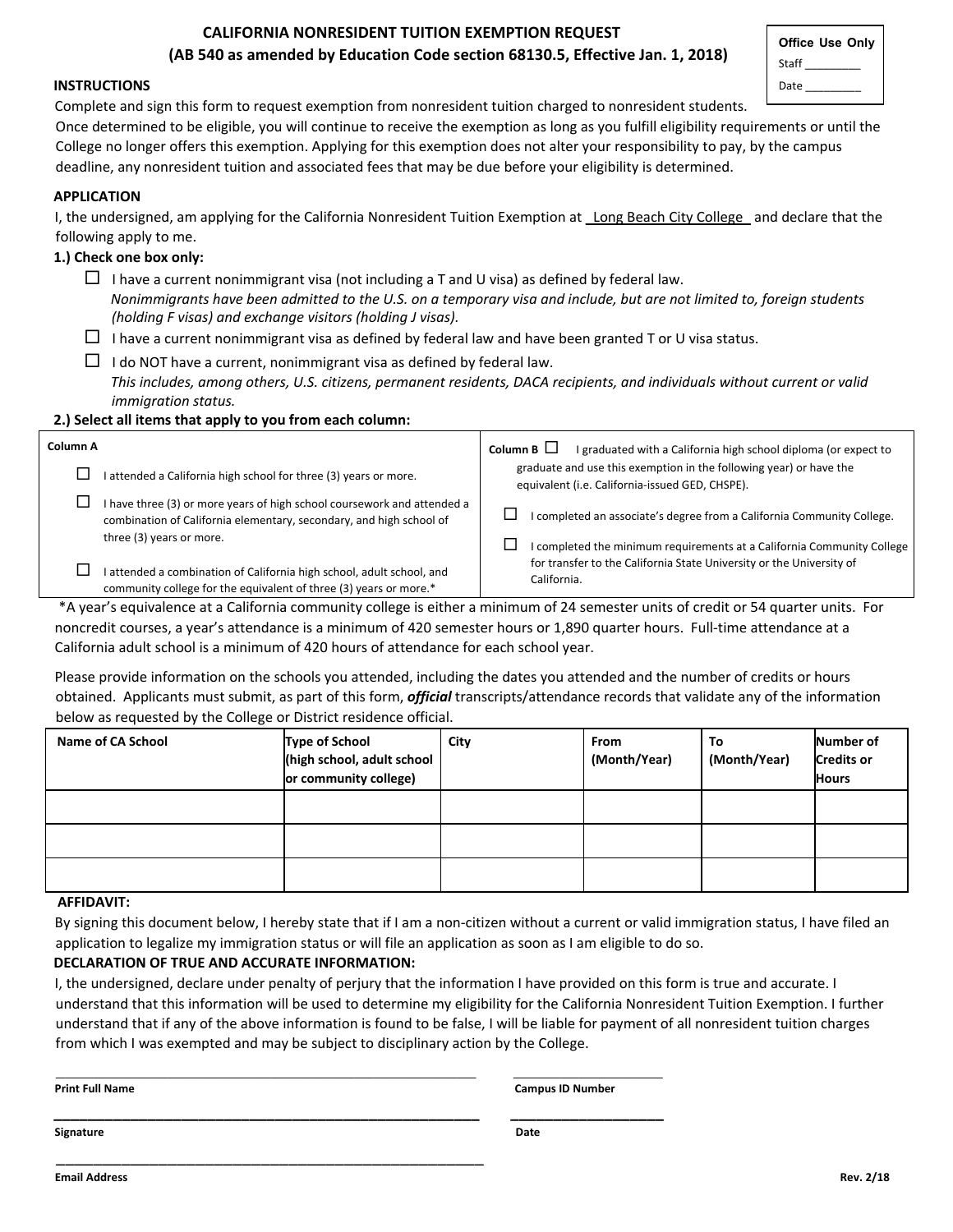# CALIFORNIA NONRESIDENT TUITION EXEMPTION REQUEST
## (AB 540 as amended by Education Code section 68130.5, Effective Jan. 1, 2018)

**Office Use Only**
Staff ________
Date ________

### INSTRUCTIONS

Complete and sign this form to request exemption from nonresident tuition charged to nonresident students. Once determined to be eligible, you will continue to receive the exemption as long as you fulfill eligibility requirements or until the College no longer offers this exemption. Applying for this exemption does not alter your responsibility to pay, by the campus deadline, any nonresident tuition and associated fees that may be due before your eligibility is determined.

### APPLICATION

I, the undersigned, am applying for the California Nonresident Tuition Exemption at Long Beach City College and declare that the following apply to me.

**1.) Check one box only:**

- ☐ I have a current nonimmigrant visa (not including a T and U visa) as defined by federal law.
  *Nonimmigrants have been admitted to the U.S. on a temporary visa and include, but are not limited to, foreign students (holding F visas) and exchange visitors (holding J visas).*
- ☐ I have a current nonimmigrant visa as defined by federal law and have been granted T or U visa status.
- ☐ I do NOT have a current, nonimmigrant visa as defined by federal law.
  *This includes, among others, U.S. citizens, permanent residents, DACA recipients, and individuals without current or valid immigration status.*

**2.) Select all items that apply to you from each column:**

| Column A | Column B ☐ I graduated with a California high school diploma (or expect to graduate and use this exemption in the following year) or have the equivalent (i.e. California-issued GED, CHSPE). |
|---|---|
| ☐ I attended a California high school for three (3) years or more. | ☐ I completed an associate's degree from a California Community College. |
| ☐ I have three (3) or more years of high school coursework and attended a combination of California elementary, secondary, and high school of three (3) years or more. | ☐ I completed the minimum requirements at a California Community College for transfer to the California State University or the University of California. |
| ☐ I attended a combination of California high school, adult school, and community college for the equivalent of three (3) years or more.* | |

*A year's equivalence at a California community college is either a minimum of 24 semester units of credit or 54 quarter units. For noncredit courses, a year's attendance is a minimum of 420 semester hours or 1,890 quarter hours. Full-time attendance at a California adult school is a minimum of 420 hours of attendance for each school year.

Please provide information on the schools you attended, including the dates you attended and the number of credits or hours obtained. Applicants must submit, as part of this form, ***official*** transcripts/attendance records that validate any of the information below as requested by the College or District residence official.

| Name of CA School | Type of School (high school, adult school or community college) | City | From (Month/Year) | To (Month/Year) | Number of Credits or Hours |
|---|---|---|---|---|---|
| | | | | | |
| | | | | | |
| | | | | | |

### AFFIDAVIT:

By signing this document below, I hereby state that if I am a non-citizen without a current or valid immigration status, I have filed an application to legalize my immigration status or will file an application as soon as I am eligible to do so.

### DECLARATION OF TRUE AND ACCURATE INFORMATION:

I, the undersigned, declare under penalty of perjury that the information I have provided on this form is true and accurate. I understand that this information will be used to determine my eligibility for the California Nonresident Tuition Exemption. I further understand that if any of the above information is found to be false, I will be liable for payment of all nonresident tuition charges from which I was exempted and may be subject to disciplinary action by the College.

_______________________________ **Print Full Name**

_______________________________ **Campus ID Number**

_______________________________ **Signature**

_______________________________ **Date**

_______________________________ **Email Address**

Rev. 2/18